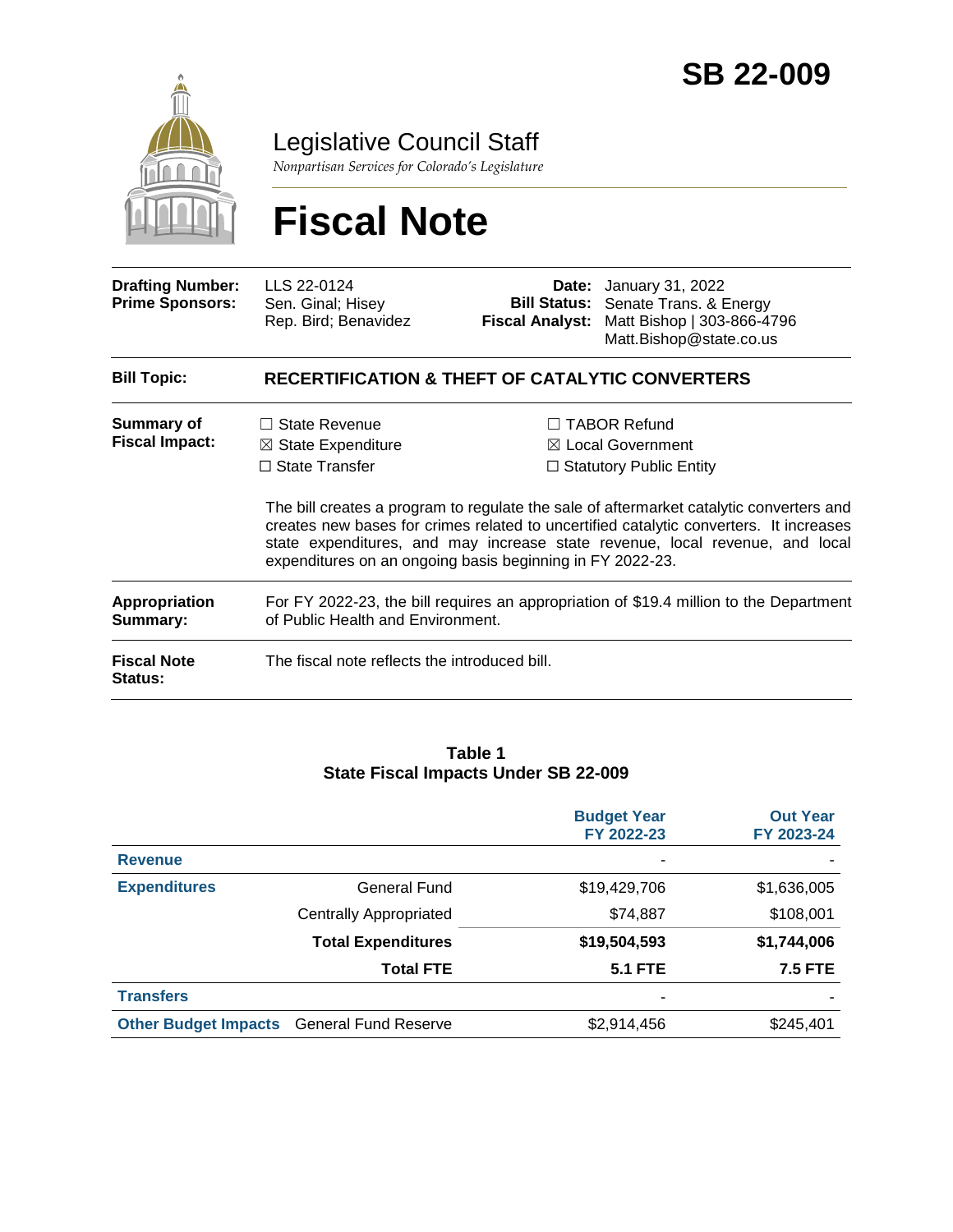# SB 22-009

## Legislative Council Staff

*Nonpartisan Services for Colorado's Legislature*

# Fiscal Note

| | | | |
|---|---|---|---|
| **Drafting Number:** | LLS 22-0124 | **Date:** | January 31, 2022 |
| **Prime Sponsors:** | Sen. Ginal; Hisey<br>Rep. Bird; Benavidez | **Bill Status:** | Senate Trans. & Energy |
| | | **Fiscal Analyst:** | Matt Bishop \| 303-866-4796<br>Matt.Bishop@state.co.us |

**Bill Topic:** **RECERTIFICATION & THEFT OF CATALYTIC CONVERTERS**

**Summary of Fiscal Impact:**

- ☐ State Revenue
- ☒ State Expenditure
- ☐ State Transfer
- ☐ TABOR Refund
- ☒ Local Government
- ☐ Statutory Public Entity

The bill creates a program to regulate the sale of aftermarket catalytic converters and creates new bases for crimes related to uncertified catalytic converters. It increases state expenditures, and may increase state revenue, local revenue, and local expenditures on an ongoing basis beginning in FY 2022-23.

**Appropriation Summary:** For FY 2022-23, the bill requires an appropriation of $19.4 million to the Department of Public Health and Environment.

**Fiscal Note Status:** The fiscal note reflects the introduced bill.

**Table 1**
**State Fiscal Impacts Under SB 22-009**

| | | Budget Year FY 2022-23 | Out Year FY 2023-24 |
|---|---|---|---|
| **Revenue** | | - | - |
| **Expenditures** | General Fund | $19,429,706 | $1,636,005 |
| | Centrally Appropriated | $74,887 | $108,001 |
| | **Total Expenditures** | **$19,504,593** | **$1,744,006** |
| | **Total FTE** | **5.1 FTE** | **7.5 FTE** |
| **Transfers** | | - | - |
| **Other Budget Impacts** | General Fund Reserve | $2,914,456 | $245,401 |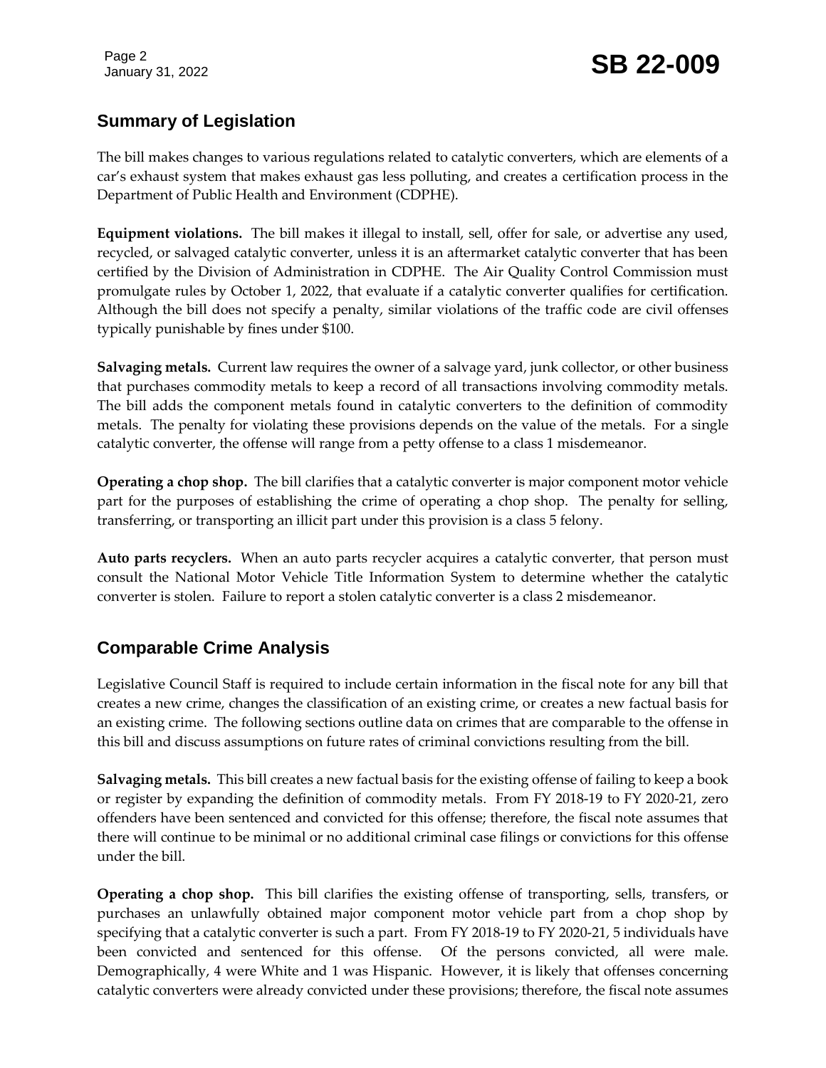## Summary of Legislation

The bill makes changes to various regulations related to catalytic converters, which are elements of a car's exhaust system that makes exhaust gas less polluting, and creates a certification process in the Department of Public Health and Environment (CDPHE).

**Equipment violations.** The bill makes it illegal to install, sell, offer for sale, or advertise any used, recycled, or salvaged catalytic converter, unless it is an aftermarket catalytic converter that has been certified by the Division of Administration in CDPHE. The Air Quality Control Commission must promulgate rules by October 1, 2022, that evaluate if a catalytic converter qualifies for certification. Although the bill does not specify a penalty, similar violations of the traffic code are civil offenses typically punishable by fines under $100.

**Salvaging metals.** Current law requires the owner of a salvage yard, junk collector, or other business that purchases commodity metals to keep a record of all transactions involving commodity metals. The bill adds the component metals found in catalytic converters to the definition of commodity metals. The penalty for violating these provisions depends on the value of the metals. For a single catalytic converter, the offense will range from a petty offense to a class 1 misdemeanor.

**Operating a chop shop.** The bill clarifies that a catalytic converter is major component motor vehicle part for the purposes of establishing the crime of operating a chop shop. The penalty for selling, transferring, or transporting an illicit part under this provision is a class 5 felony.

**Auto parts recyclers.** When an auto parts recycler acquires a catalytic converter, that person must consult the National Motor Vehicle Title Information System to determine whether the catalytic converter is stolen. Failure to report a stolen catalytic converter is a class 2 misdemeanor.

## Comparable Crime Analysis

Legislative Council Staff is required to include certain information in the fiscal note for any bill that creates a new crime, changes the classification of an existing crime, or creates a new factual basis for an existing crime. The following sections outline data on crimes that are comparable to the offense in this bill and discuss assumptions on future rates of criminal convictions resulting from the bill.

**Salvaging metals.** This bill creates a new factual basis for the existing offense of failing to keep a book or register by expanding the definition of commodity metals. From FY 2018-19 to FY 2020-21, zero offenders have been sentenced and convicted for this offense; therefore, the fiscal note assumes that there will continue to be minimal or no additional criminal case filings or convictions for this offense under the bill.

**Operating a chop shop.** This bill clarifies the existing offense of transporting, sells, transfers, or purchases an unlawfully obtained major component motor vehicle part from a chop shop by specifying that a catalytic converter is such a part. From FY 2018-19 to FY 2020-21, 5 individuals have been convicted and sentenced for this offense. Of the persons convicted, all were male. Demographically, 4 were White and 1 was Hispanic. However, it is likely that offenses concerning catalytic converters were already convicted under these provisions; therefore, the fiscal note assumes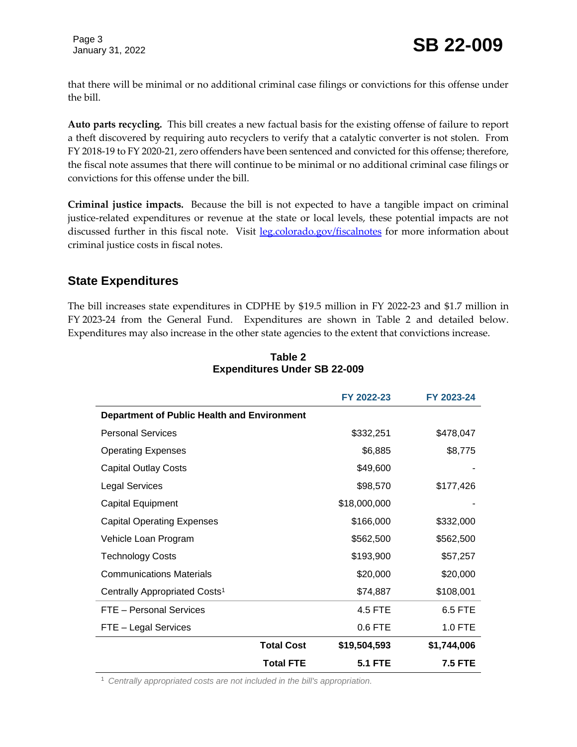that there will be minimal or no additional criminal case filings or convictions for this offense under the bill.

**Auto parts recycling.** This bill creates a new factual basis for the existing offense of failure to report a theft discovered by requiring auto recyclers to verify that a catalytic converter is not stolen. From FY 2018-19 to FY 2020-21, zero offenders have been sentenced and convicted for this offense; therefore, the fiscal note assumes that there will continue to be minimal or no additional criminal case filings or convictions for this offense under the bill.

**Criminal justice impacts.** Because the bill is not expected to have a tangible impact on criminal justice-related expenditures or revenue at the state or local levels, these potential impacts are not discussed further in this fiscal note. Visit leg.colorado.gov/fiscalnotes for more information about criminal justice costs in fiscal notes.

## State Expenditures

The bill increases state expenditures in CDPHE by $19.5 million in FY 2022-23 and $1.7 million in FY 2023-24 from the General Fund. Expenditures are shown in Table 2 and detailed below. Expenditures may also increase in the other state agencies to the extent that convictions increase.

**Table 2**
**Expenditures Under SB 22-009**

| | FY 2022-23 | FY 2023-24 |
|---|---|---|
| **Department of Public Health and Environment** | | |
| Personal Services | $332,251 | $478,047 |
| Operating Expenses | $6,885 | $8,775 |
| Capital Outlay Costs | $49,600 | - |
| Legal Services | $98,570 | $177,426 |
| Capital Equipment | $18,000,000 | - |
| Capital Operating Expenses | $166,000 | $332,000 |
| Vehicle Loan Program | $562,500 | $562,500 |
| Technology Costs | $193,900 | $57,257 |
| Communications Materials | $20,000 | $20,000 |
| Centrally Appropriated Costs[1] | $74,887 | $108,001 |
| FTE – Personal Services | 4.5 FTE | 6.5 FTE |
| FTE – Legal Services | 0.6 FTE | 1.0 FTE |
| **Total Cost** | **$19,504,593** | **$1,744,006** |
| **Total FTE** | **5.1 FTE** | **7.5 FTE** |

[1] *Centrally appropriated costs are not included in the bill's appropriation.*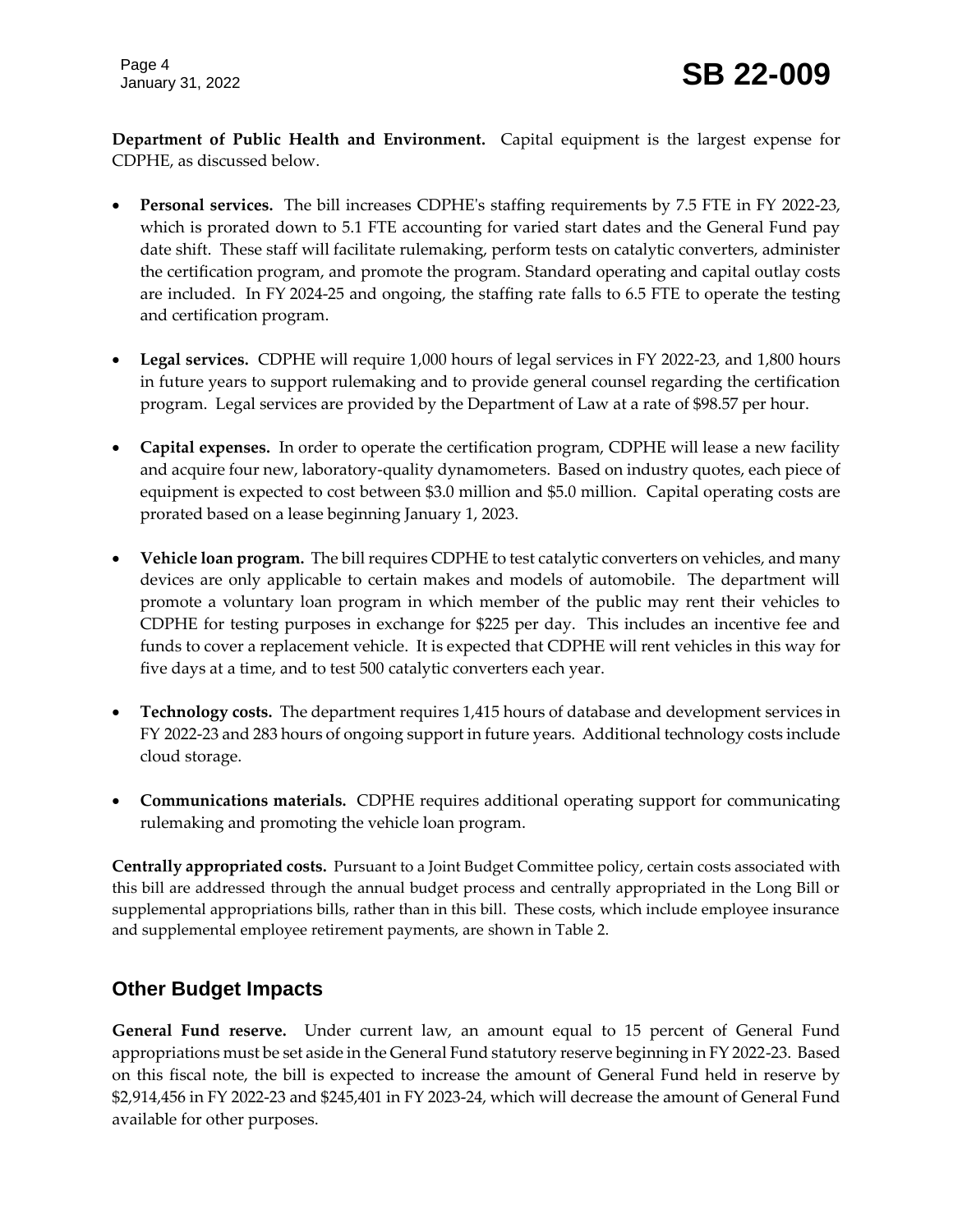**Department of Public Health and Environment.** Capital equipment is the largest expense for CDPHE, as discussed below.

- **Personal services.** The bill increases CDPHE's staffing requirements by 7.5 FTE in FY 2022-23, which is prorated down to 5.1 FTE accounting for varied start dates and the General Fund pay date shift. These staff will facilitate rulemaking, perform tests on catalytic converters, administer the certification program, and promote the program. Standard operating and capital outlay costs are included. In FY 2024-25 and ongoing, the staffing rate falls to 6.5 FTE to operate the testing and certification program.

- **Legal services.** CDPHE will require 1,000 hours of legal services in FY 2022-23, and 1,800 hours in future years to support rulemaking and to provide general counsel regarding the certification program. Legal services are provided by the Department of Law at a rate of $98.57 per hour.

- **Capital expenses.** In order to operate the certification program, CDPHE will lease a new facility and acquire four new, laboratory-quality dynamometers. Based on industry quotes, each piece of equipment is expected to cost between $3.0 million and $5.0 million. Capital operating costs are prorated based on a lease beginning January 1, 2023.

- **Vehicle loan program.** The bill requires CDPHE to test catalytic converters on vehicles, and many devices are only applicable to certain makes and models of automobile. The department will promote a voluntary loan program in which member of the public may rent their vehicles to CDPHE for testing purposes in exchange for $225 per day. This includes an incentive fee and funds to cover a replacement vehicle. It is expected that CDPHE will rent vehicles in this way for five days at a time, and to test 500 catalytic converters each year.

- **Technology costs.** The department requires 1,415 hours of database and development services in FY 2022-23 and 283 hours of ongoing support in future years. Additional technology costs include cloud storage.

- **Communications materials.** CDPHE requires additional operating support for communicating rulemaking and promoting the vehicle loan program.

**Centrally appropriated costs.** Pursuant to a Joint Budget Committee policy, certain costs associated with this bill are addressed through the annual budget process and centrally appropriated in the Long Bill or supplemental appropriations bills, rather than in this bill. These costs, which include employee insurance and supplemental employee retirement payments, are shown in Table 2.

## Other Budget Impacts

**General Fund reserve.** Under current law, an amount equal to 15 percent of General Fund appropriations must be set aside in the General Fund statutory reserve beginning in FY 2022-23. Based on this fiscal note, the bill is expected to increase the amount of General Fund held in reserve by $2,914,456 in FY 2022-23 and $245,401 in FY 2023-24, which will decrease the amount of General Fund available for other purposes.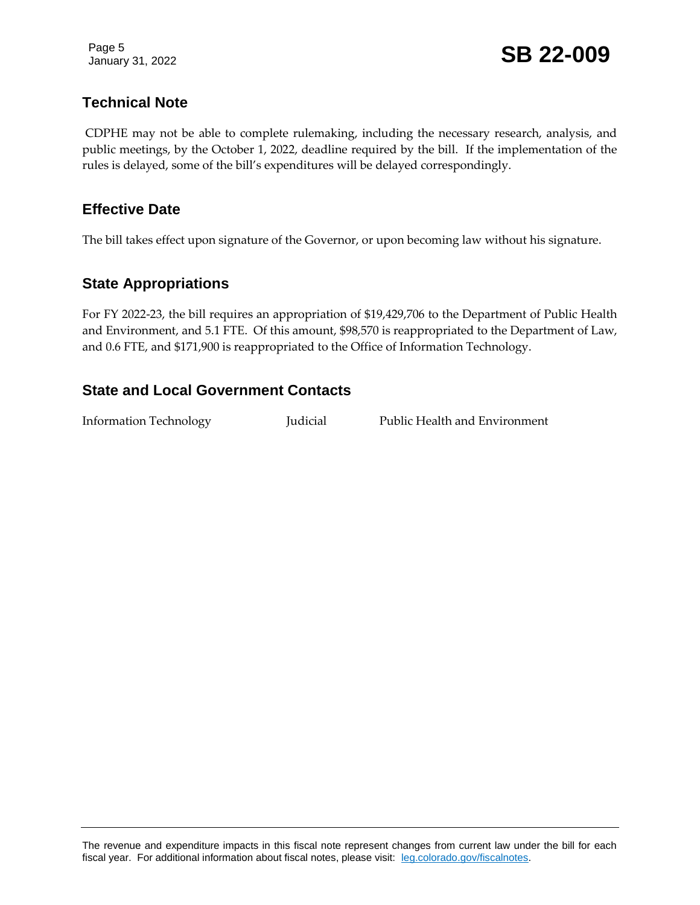## Technical Note

CDPHE may not be able to complete rulemaking, including the necessary research, analysis, and public meetings, by the October 1, 2022, deadline required by the bill. If the implementation of the rules is delayed, some of the bill's expenditures will be delayed correspondingly.

## Effective Date

The bill takes effect upon signature of the Governor, or upon becoming law without his signature.

## State Appropriations

For FY 2022-23, the bill requires an appropriation of $19,429,706 to the Department of Public Health and Environment, and 5.1 FTE. Of this amount, $98,570 is reappropriated to the Department of Law, and 0.6 FTE, and $171,900 is reappropriated to the Office of Information Technology.

## State and Local Government Contacts

| | | |
|---|---|---|
| Information Technology | Judicial | Public Health and Environment |

The revenue and expenditure impacts in this fiscal note represent changes from current law under the bill for each fiscal year. For additional information about fiscal notes, please visit: leg.colorado.gov/fiscalnotes.